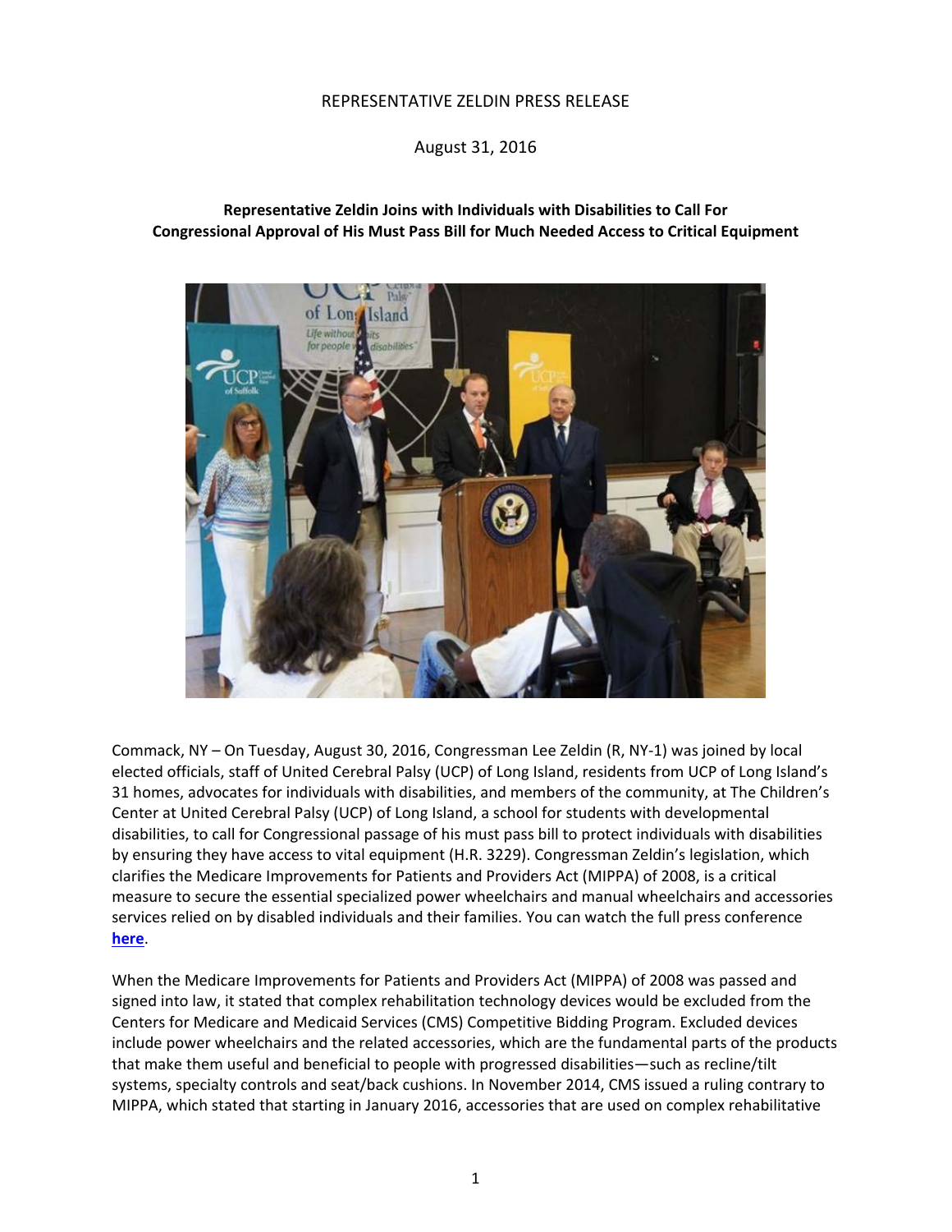REPRESENTATIVE ZELDIN PRESS RELEASE

August 31, 2016

**Representative Zeldin Joins with Individuals with Disabilities to Call For Congressional Approval of His Must Pass Bill for Much Needed Access to Critical Equipment**

Commack, NY – On Tuesday, August 30, 2016, Congressman Lee Zeldin (R, NY-1) was joined by local elected officials, staff of United Cerebral Palsy (UCP) of Long Island, residents from UCP of Long Island's 31 homes, advocates for individuals with disabilities, and members of the community, at The Children's Center at United Cerebral Palsy (UCP) of Long Island, a school for students with developmental disabilities, to call for Congressional passage of his must pass bill to protect individuals with disabilities by ensuring they have access to vital equipment (H.R. 3229). Congressman Zeldin's legislation, which clarifies the Medicare Improvements for Patients and Providers Act (MIPPA) of 2008, is a critical measure to secure the essential specialized power wheelchairs and manual wheelchairs and accessories services relied on by disabled individuals and their families. You can watch the full press conference **here**.

When the Medicare Improvements for Patients and Providers Act (MIPPA) of 2008 was passed and signed into law, it stated that complex rehabilitation technology devices would be excluded from the Centers for Medicare and Medicaid Services (CMS) Competitive Bidding Program. Excluded devices include power wheelchairs and the related accessories, which are the fundamental parts of the products that make them useful and beneficial to people with progressed disabilities—such as recline/tilt systems, specialty controls and seat/back cushions. In November 2014, CMS issued a ruling contrary to MIPPA, which stated that starting in January 2016, accessories that are used on complex rehabilitative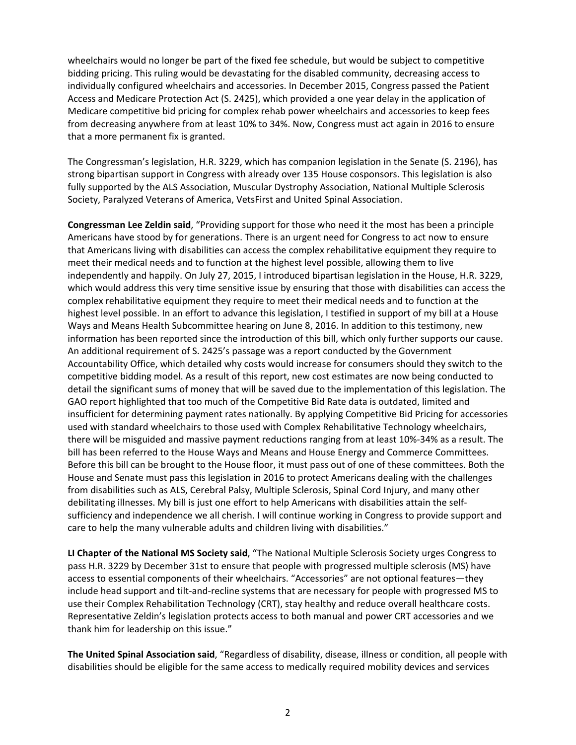wheelchairs would no longer be part of the fixed fee schedule, but would be subject to competitive bidding pricing. This ruling would be devastating for the disabled community, decreasing access to individually configured wheelchairs and accessories. In December 2015, Congress passed the Patient Access and Medicare Protection Act (S. 2425), which provided a one year delay in the application of Medicare competitive bid pricing for complex rehab power wheelchairs and accessories to keep fees from decreasing anywhere from at least 10% to 34%. Now, Congress must act again in 2016 to ensure that a more permanent fix is granted.

The Congressman's legislation, H.R. 3229, which has companion legislation in the Senate (S. 2196), has strong bipartisan support in Congress with already over 135 House cosponsors. This legislation is also fully supported by the ALS Association, Muscular Dystrophy Association, National Multiple Sclerosis Society, Paralyzed Veterans of America, VetsFirst and United Spinal Association.

**Congressman Lee Zeldin said**, "Providing support for those who need it the most has been a principle Americans have stood by for generations. There is an urgent need for Congress to act now to ensure that Americans living with disabilities can access the complex rehabilitative equipment they require to meet their medical needs and to function at the highest level possible, allowing them to live independently and happily. On July 27, 2015, I introduced bipartisan legislation in the House, H.R. 3229, which would address this very time sensitive issue by ensuring that those with disabilities can access the complex rehabilitative equipment they require to meet their medical needs and to function at the highest level possible. In an effort to advance this legislation, I testified in support of my bill at a House Ways and Means Health Subcommittee hearing on June 8, 2016. In addition to this testimony, new information has been reported since the introduction of this bill, which only further supports our cause. An additional requirement of S. 2425's passage was a report conducted by the Government Accountability Office, which detailed why costs would increase for consumers should they switch to the competitive bidding model. As a result of this report, new cost estimates are now being conducted to detail the significant sums of money that will be saved due to the implementation of this legislation. The GAO report highlighted that too much of the Competitive Bid Rate data is outdated, limited and insufficient for determining payment rates nationally. By applying Competitive Bid Pricing for accessories used with standard wheelchairs to those used with Complex Rehabilitative Technology wheelchairs, there will be misguided and massive payment reductions ranging from at least 10%-34% as a result. The bill has been referred to the House Ways and Means and House Energy and Commerce Committees. Before this bill can be brought to the House floor, it must pass out of one of these committees. Both the House and Senate must pass this legislation in 2016 to protect Americans dealing with the challenges from disabilities such as ALS, Cerebral Palsy, Multiple Sclerosis, Spinal Cord Injury, and many other debilitating illnesses. My bill is just one effort to help Americans with disabilities attain the self-sufficiency and independence we all cherish. I will continue working in Congress to provide support and care to help the many vulnerable adults and children living with disabilities."

**LI Chapter of the National MS Society said**, "The National Multiple Sclerosis Society urges Congress to pass H.R. 3229 by December 31st to ensure that people with progressed multiple sclerosis (MS) have access to essential components of their wheelchairs. "Accessories" are not optional features—they include head support and tilt-and-recline systems that are necessary for people with progressed MS to use their Complex Rehabilitation Technology (CRT), stay healthy and reduce overall healthcare costs. Representative Zeldin's legislation protects access to both manual and power CRT accessories and we thank him for leadership on this issue."

**The United Spinal Association said**, "Regardless of disability, disease, illness or condition, all people with disabilities should be eligible for the same access to medically required mobility devices and services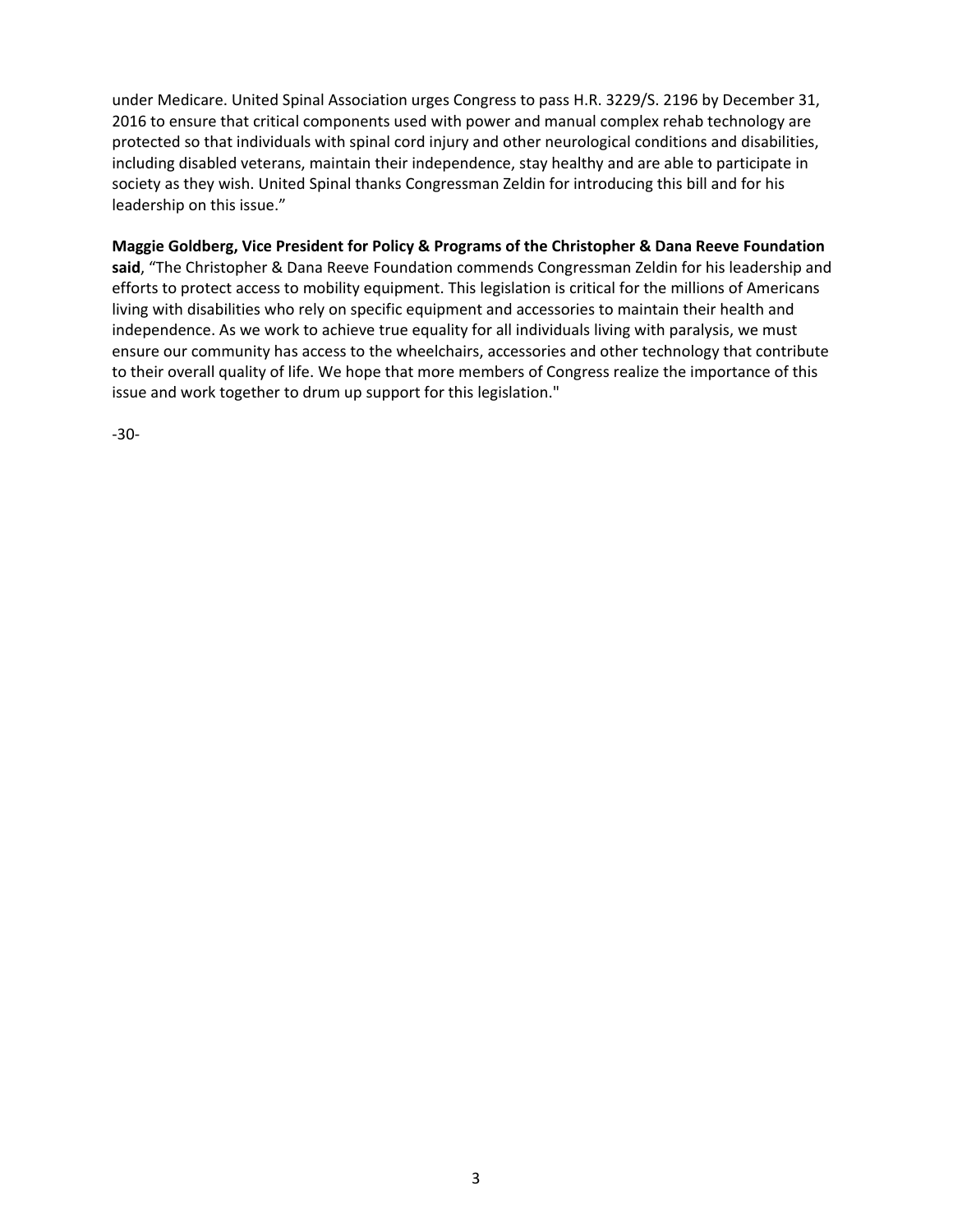under Medicare. United Spinal Association urges Congress to pass H.R. 3229/S. 2196 by December 31, 2016 to ensure that critical components used with power and manual complex rehab technology are protected so that individuals with spinal cord injury and other neurological conditions and disabilities, including disabled veterans, maintain their independence, stay healthy and are able to participate in society as they wish. United Spinal thanks Congressman Zeldin for introducing this bill and for his leadership on this issue."

**Maggie Goldberg, Vice President for Policy & Programs of the Christopher & Dana Reeve Foundation said**, "The Christopher & Dana Reeve Foundation commends Congressman Zeldin for his leadership and efforts to protect access to mobility equipment. This legislation is critical for the millions of Americans living with disabilities who rely on specific equipment and accessories to maintain their health and independence. As we work to achieve true equality for all individuals living with paralysis, we must ensure our community has access to the wheelchairs, accessories and other technology that contribute to their overall quality of life. We hope that more members of Congress realize the importance of this issue and work together to drum up support for this legislation."

-30-